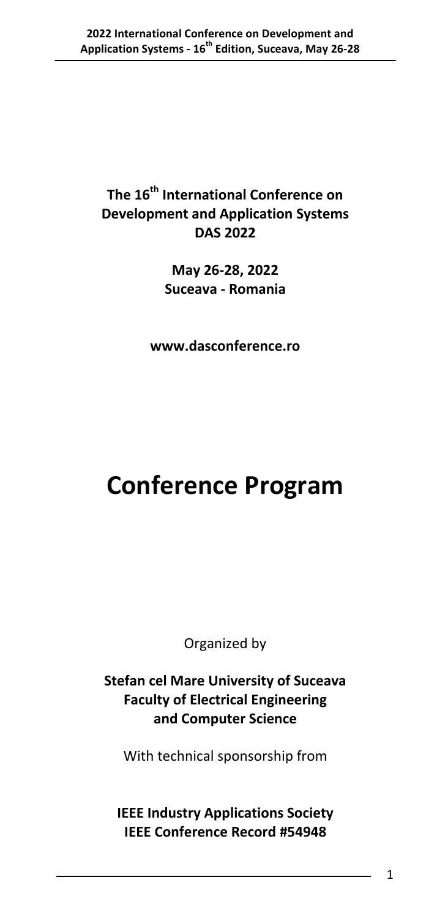**The 16th International Conference on Development and Application Systems DAS 2022**

**May 26-28, 2022**
**Suceava - Romania**

**www.dasconference.ro**

# Conference Program

Organized by

**Stefan cel Mare University of Suceava**
**Faculty of Electrical Engineering and Computer Science**

With technical sponsorship from

**IEEE Industry Applications Society**
**IEEE Conference Record #54948**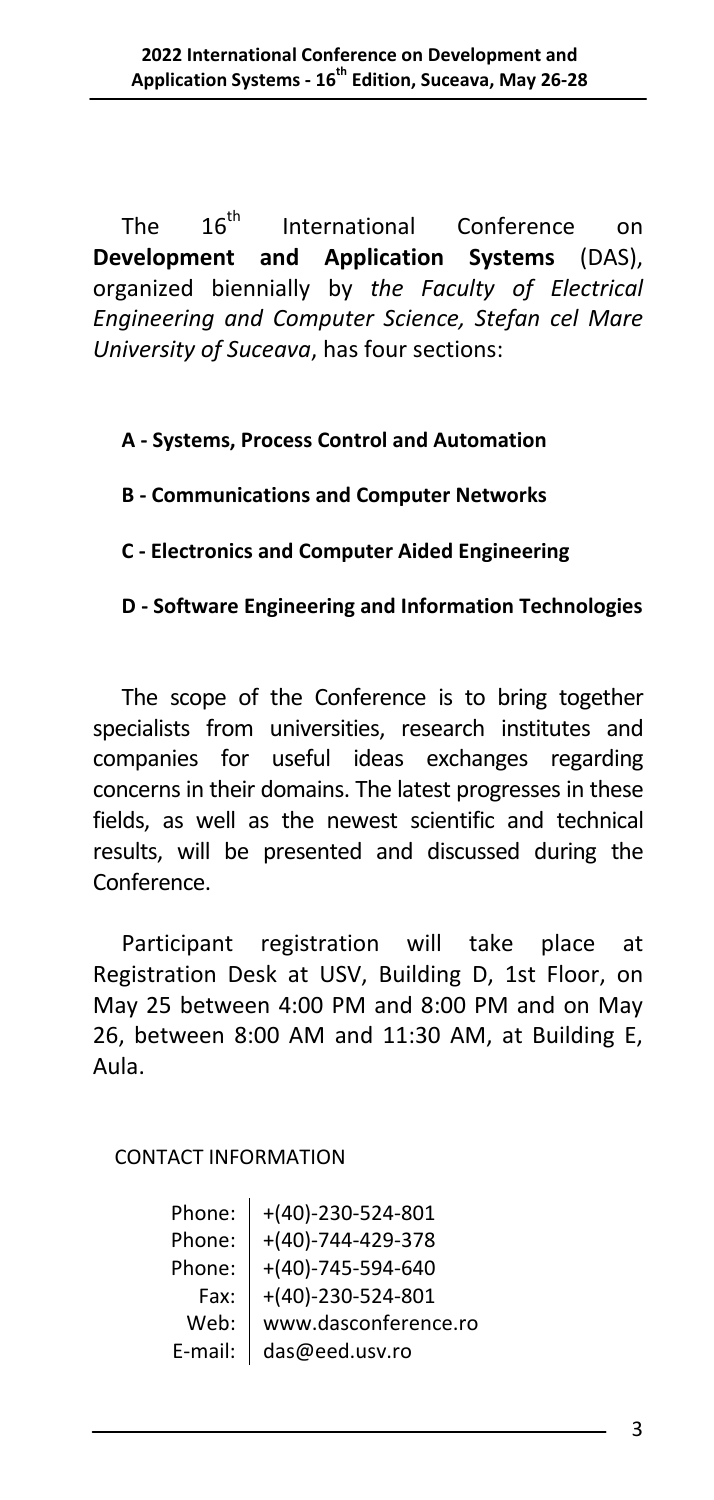The 16th International Conference on **Development and Application Systems** (DAS), organized biennially by *the Faculty of Electrical Engineering and Computer Science, Stefan cel Mare University of Suceava*, has four sections:

- **A - Systems, Process Control and Automation**
- **B - Communications and Computer Networks**
- **C - Electronics and Computer Aided Engineering**
- **D - Software Engineering and Information Technologies**

The scope of the Conference is to bring together specialists from universities, research institutes and companies for useful ideas exchanges regarding concerns in their domains. The latest progresses in these fields, as well as the newest scientific and technical results, will be presented and discussed during the Conference.

Participant registration will take place at Registration Desk at USV, Building D, 1st Floor, on May 25 between 4:00 PM and 8:00 PM and on May 26, between 8:00 AM and 11:30 AM, at Building E, Aula.

CONTACT INFORMATION

| | |
|---|---|
| Phone: | +(40)-230-524-801 |
| Phone: | +(40)-744-429-378 |
| Phone: | +(40)-745-594-640 |
| Fax: | +(40)-230-524-801 |
| Web: | www.dasconference.ro |
| E-mail: | das@eed.usv.ro |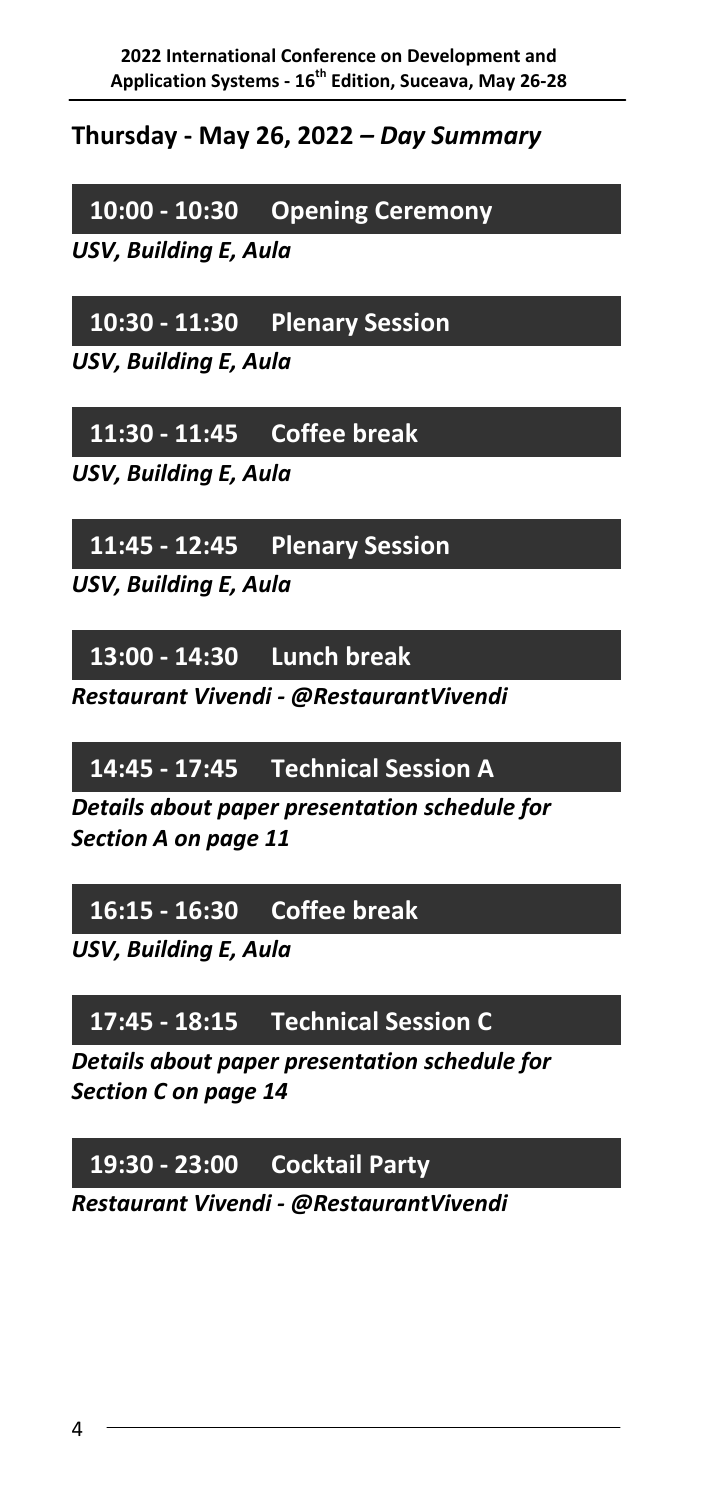## Thursday - May 26, 2022 – *Day Summary*

### 10:00 - 10:30 Opening Ceremony

***USV, Building E, Aula***

### 10:30 - 11:30 Plenary Session

***USV, Building E, Aula***

### 11:30 - 11:45 Coffee break

***USV, Building E, Aula***

### 11:45 - 12:45 Plenary Session

***USV, Building E, Aula***

### 13:00 - 14:30 Lunch break

***Restaurant Vivendi - @RestaurantVivendi***

### 14:45 - 17:45 Technical Session A

***Details about paper presentation schedule for Section A on page 11***

### 16:15 - 16:30 Coffee break

***USV, Building E, Aula***

### 17:45 - 18:15 Technical Session C

***Details about paper presentation schedule for Section C on page 14***

### 19:30 - 23:00 Cocktail Party

***Restaurant Vivendi - @RestaurantVivendi***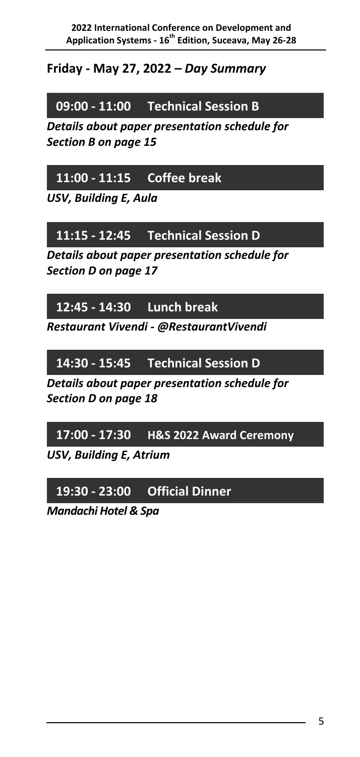## Friday - May 27, 2022 – *Day Summary*

### 09:00 - 11:00 Technical Session B

***Details about paper presentation schedule for Section B on page 15***

### 11:00 - 11:15 Coffee break

***USV, Building E, Aula***

### 11:15 - 12:45 Technical Session D

***Details about paper presentation schedule for Section D on page 17***

### 12:45 - 14:30 Lunch break

***Restaurant Vivendi - @RestaurantVivendi***

### 14:30 - 15:45 Technical Session D

***Details about paper presentation schedule for Section D on page 18***

### 17:00 - 17:30 H&S 2022 Award Ceremony

***USV, Building E, Atrium***

### 19:30 - 23:00 Official Dinner

***Mandachi Hotel & Spa***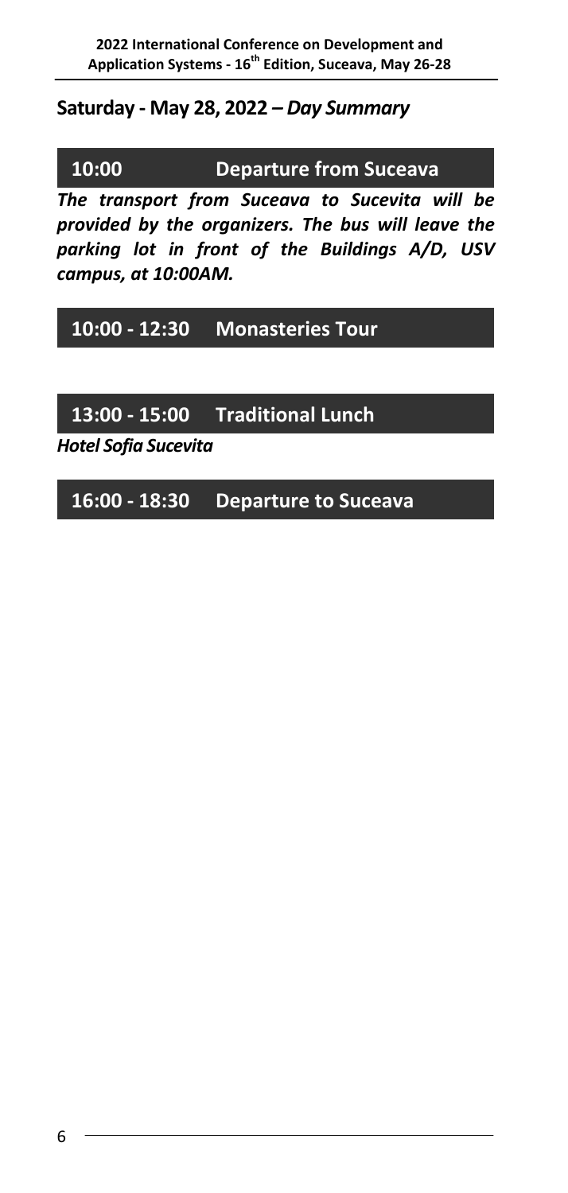## Saturday - May 28, 2022 – *Day Summary*

### 10:00 Departure from Suceava

***The transport from Suceava to Sucevita will be provided by the organizers. The bus will leave the parking lot in front of the Buildings A/D, USV campus, at 10:00AM.***

### 10:00 - 12:30 Monasteries Tour

### 13:00 - 15:00 Traditional Lunch

***Hotel Sofia Sucevita***

### 16:00 - 18:30 Departure to Suceava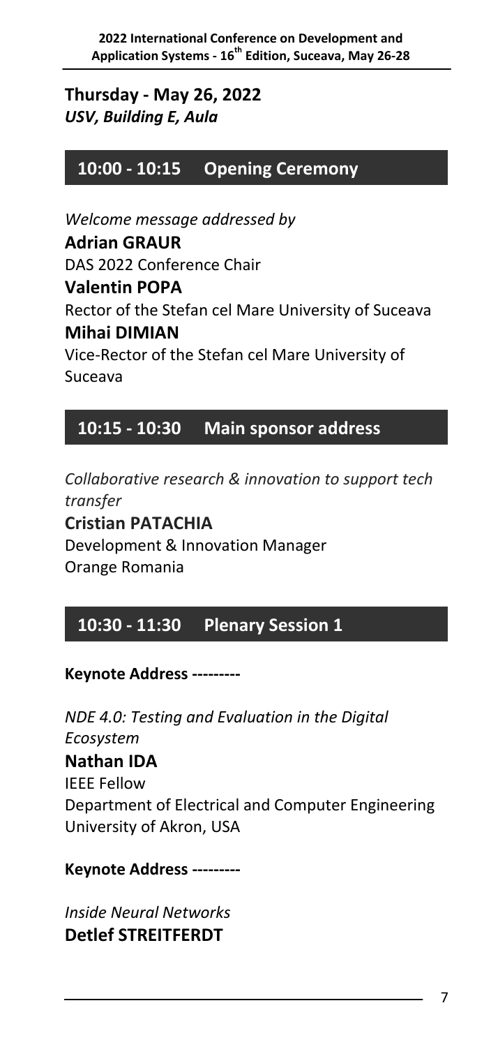## Thursday - May 26, 2022
***USV, Building E, Aula***

### 10:00 - 10:15 Opening Ceremony

*Welcome message addressed by*

**Adrian GRAUR**
DAS 2022 Conference Chair

**Valentin POPA**
Rector of the Stefan cel Mare University of Suceava

**Mihai DIMIAN**
Vice-Rector of the Stefan cel Mare University of Suceava

### 10:15 - 10:30 Main sponsor address

*Collaborative research & innovation to support tech transfer*

**Cristian PATACHIA**
Development & Innovation Manager
Orange Romania

### 10:30 - 11:30 Plenary Session 1

**Keynote Address ---------**

*NDE 4.0: Testing and Evaluation in the Digital Ecosystem*

**Nathan IDA**
IEEE Fellow
Department of Electrical and Computer Engineering
University of Akron, USA

**Keynote Address ---------**

*Inside Neural Networks*

**Detlef STREITFERDT**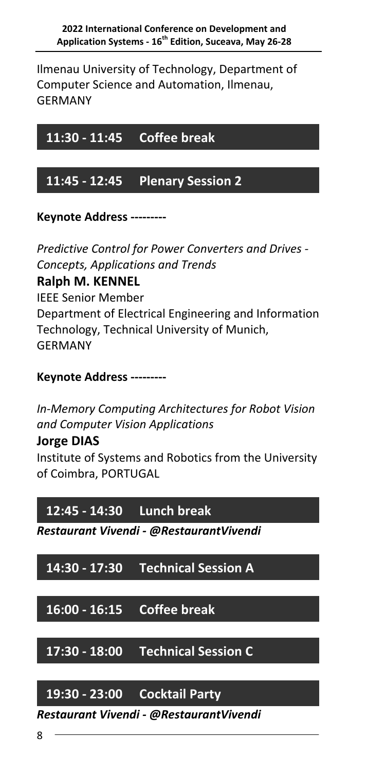Ilmenau University of Technology, Department of Computer Science and Automation, Ilmenau, GERMANY

## 11:30 - 11:45 Coffee break

## 11:45 - 12:45 Plenary Session 2

**Keynote Address ---------**

*Predictive Control for Power Converters and Drives - Concepts, Applications and Trends*

**Ralph M. KENNEL**

IEEE Senior Member

Department of Electrical Engineering and Information Technology, Technical University of Munich, GERMANY

**Keynote Address ---------**

*In-Memory Computing Architectures for Robot Vision and Computer Vision Applications*

**Jorge DIAS**

Institute of Systems and Robotics from the University of Coimbra, PORTUGAL

## 12:45 - 14:30 Lunch break

***Restaurant Vivendi - @RestaurantVivendi***

## 14:30 - 17:30 Technical Session A

## 16:00 - 16:15 Coffee break

## 17:30 - 18:00 Technical Session C

## 19:30 - 23:00 Cocktail Party

***Restaurant Vivendi - @RestaurantVivendi***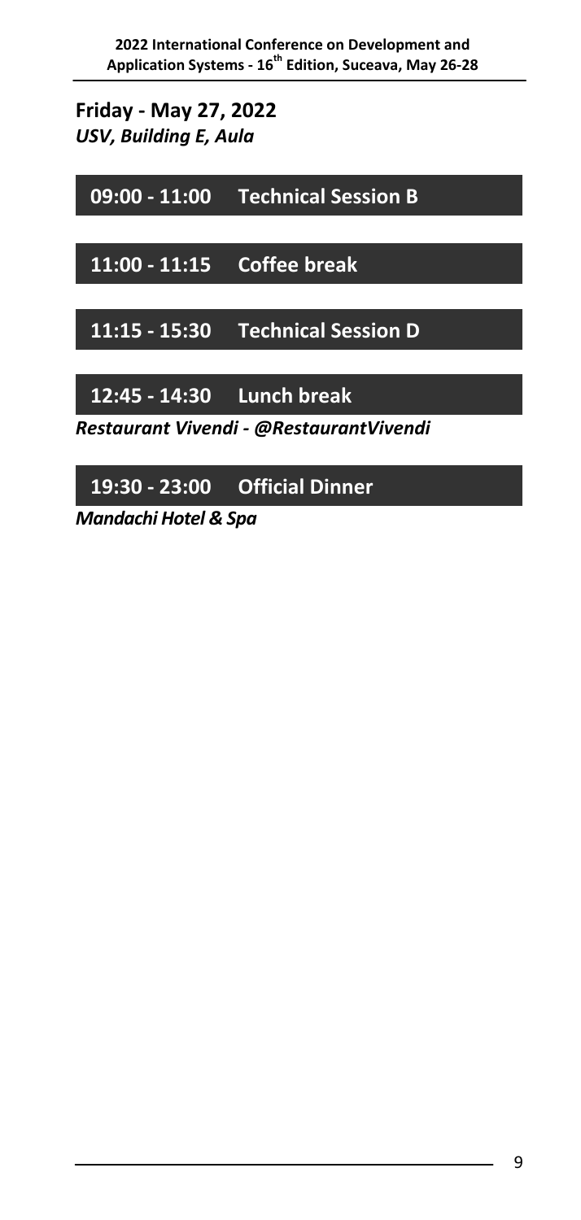**Friday - May 27, 2022**
*USV, Building E, Aula*

**09:00 - 11:00 Technical Session B**

**11:00 - 11:15 Coffee break**

**11:15 - 15:30 Technical Session D**

**12:45 - 14:30 Lunch break**

*Restaurant Vivendi - @RestaurantVivendi*

**19:30 - 23:00 Official Dinner**

*Mandachi Hotel & Spa*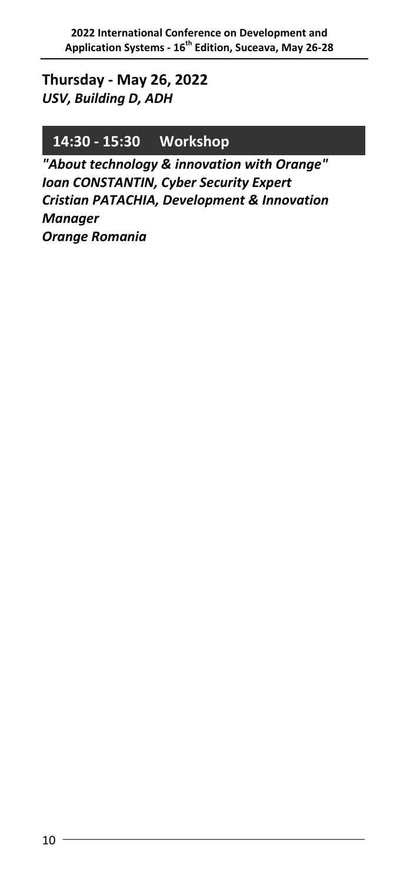**Thursday - May 26, 2022**
***USV, Building D, ADH***

## 14:30 - 15:30 Workshop

***"About technology & innovation with Orange"***
***Ioan CONSTANTIN, Cyber Security Expert***
***Cristian PATACHIA, Development & Innovation Manager***
***Orange Romania***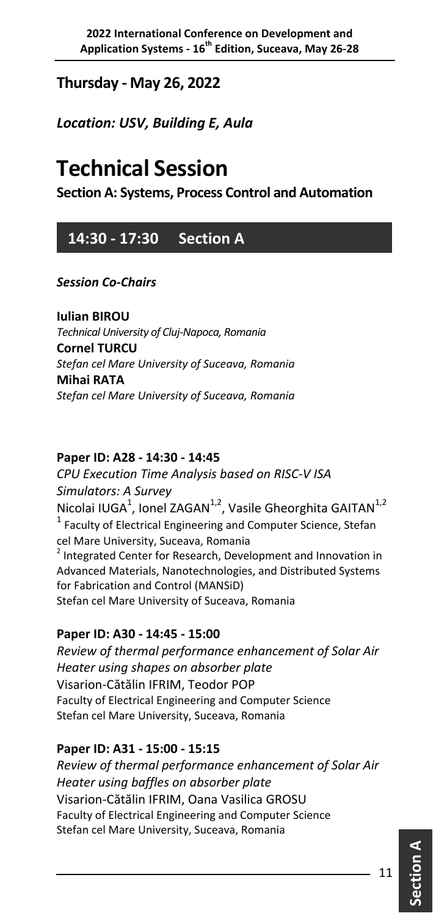## Thursday - May 26, 2022

***Location: USV, Building E, Aula***

# Technical Session

**Section A: Systems, Process Control and Automation**

## 14:30 - 17:30 Section A

***Session Co-Chairs***

**Iulian BIROU**
*Technical University of Cluj-Napoca, Romania*
**Cornel TURCU**
*Stefan cel Mare University of Suceava, Romania*
**Mihai RATA**
*Stefan cel Mare University of Suceava, Romania*

**Paper ID: A28 - 14:30 - 14:45**
*CPU Execution Time Analysis based on RISC-V ISA Simulators: A Survey*
Nicolai IUGA[1], Ionel ZAGAN[1,2], Vasile Gheorghita GAITAN[1,2]
[1] Faculty of Electrical Engineering and Computer Science, Stefan cel Mare University, Suceava, Romania
[2] Integrated Center for Research, Development and Innovation in Advanced Materials, Nanotechnologies, and Distributed Systems for Fabrication and Control (MANSiD)
Stefan cel Mare University of Suceava, Romania

**Paper ID: A30 - 14:45 - 15:00**
*Review of thermal performance enhancement of Solar Air Heater using shapes on absorber plate*
Visarion-Cătălin IFRIM, Teodor POP
Faculty of Electrical Engineering and Computer Science
Stefan cel Mare University, Suceava, Romania

**Paper ID: A31 - 15:00 - 15:15**
*Review of thermal performance enhancement of Solar Air Heater using baffles on absorber plate*
Visarion-Cătălin IFRIM, Oana Vasilica GROSU
Faculty of Electrical Engineering and Computer Science
Stefan cel Mare University, Suceava, Romania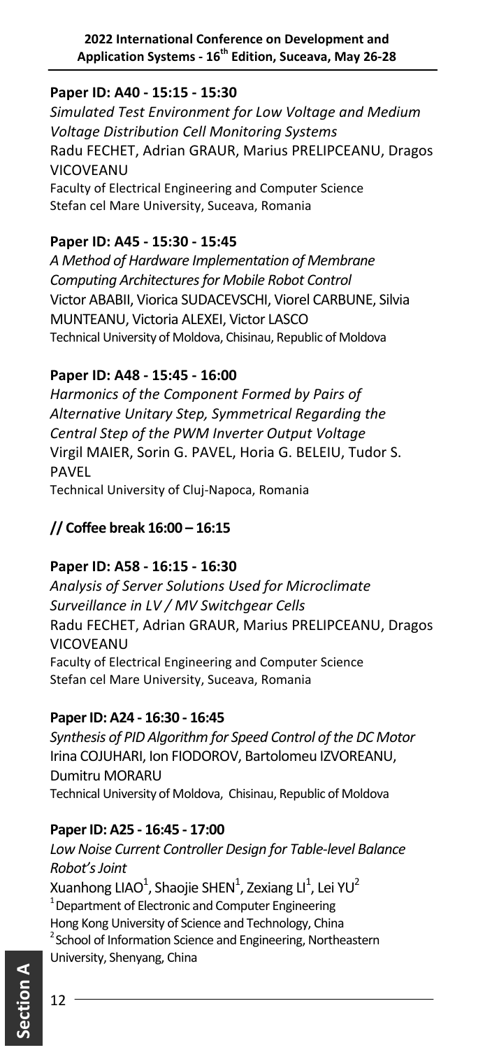**Paper ID: A40 - 15:15 - 15:30**

*Simulated Test Environment for Low Voltage and Medium Voltage Distribution Cell Monitoring Systems*
Radu FECHET, Adrian GRAUR, Marius PRELIPCEANU, Dragos VICOVEANU
Faculty of Electrical Engineering and Computer Science
Stefan cel Mare University, Suceava, Romania

**Paper ID: A45 - 15:30 - 15:45**

*A Method of Hardware Implementation of Membrane Computing Architectures for Mobile Robot Control*
Victor ABABII, Viorica SUDACEVSCHI, Viorel CARBUNE, Silvia MUNTEANU, Victoria ALEXEI, Victor LASCO
Technical University of Moldova, Chisinau, Republic of Moldova

**Paper ID: A48 - 15:45 - 16:00**

*Harmonics of the Component Formed by Pairs of Alternative Unitary Step, Symmetrical Regarding the Central Step of the PWM Inverter Output Voltage*
Virgil MAIER, Sorin G. PAVEL, Horia G. BELEIU, Tudor S. PAVEL
Technical University of Cluj-Napoca, Romania

**// Coffee break 16:00 – 16:15**

**Paper ID: A58 - 16:15 - 16:30**

*Analysis of Server Solutions Used for Microclimate Surveillance in LV / MV Switchgear Cells*
Radu FECHET, Adrian GRAUR, Marius PRELIPCEANU, Dragos VICOVEANU
Faculty of Electrical Engineering and Computer Science
Stefan cel Mare University, Suceava, Romania

**Paper ID: A24 - 16:30 - 16:45**

*Synthesis of PID Algorithm for Speed Control of the DC Motor*
Irina COJUHARI, Ion FIODOROV, Bartolomeu IZVOREANU, Dumitru MORARU
Technical University of Moldova, Chisinau, Republic of Moldova

**Paper ID: A25 - 16:45 - 17:00**

*Low Noise Current Controller Design for Table-level Balance Robot's Joint*
Xuanhong LIAO[1], Shaojie SHEN[1], Zexiang LI[1], Lei YU[2]
[1]Department of Electronic and Computer Engineering
Hong Kong University of Science and Technology, China
[2]School of Information Science and Engineering, Northeastern University, Shenyang, China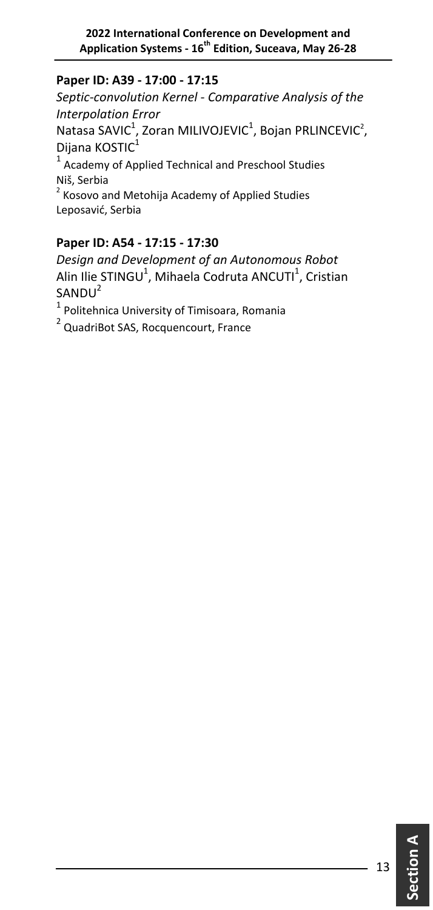**Paper ID: A39 - 17:00 - 17:15**

*Septic-convolution Kernel - Comparative Analysis of the Interpolation Error*

Natasa SAVIC[1], Zoran MILIVOJEVIC[1], Bojan PRLINCEVIC[2], Dijana KOSTIC[1]

[1] Academy of Applied Technical and Preschool Studies Niš, Serbia

[2] Kosovo and Metohija Academy of Applied Studies Leposavić, Serbia

**Paper ID: A54 - 17:15 - 17:30**

*Design and Development of an Autonomous Robot*

Alin Ilie STINGU[1], Mihaela Codruta ANCUTI[1], Cristian SANDU[2]

[1] Politehnica University of Timisoara, Romania

[2] QuadriBot SAS, Rocquencourt, France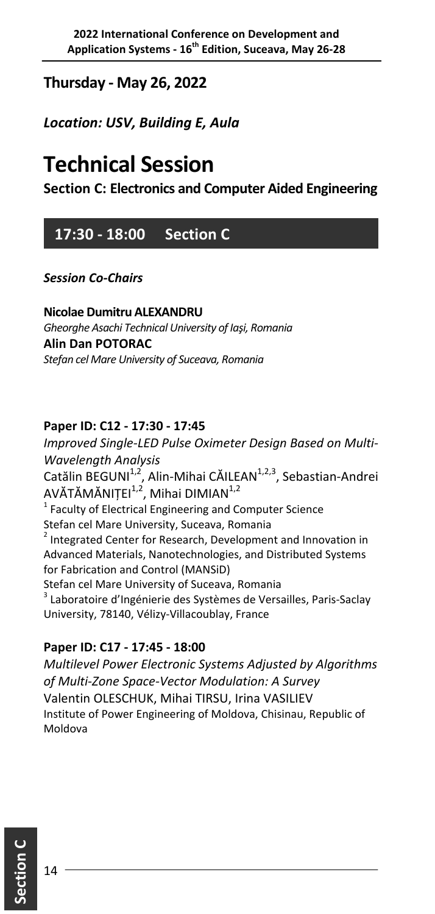## Thursday - May 26, 2022

***Location: USV, Building E, Aula***

# Technical Session

**Section C: Electronics and Computer Aided Engineering**

## 17:30 - 18:00 Section C

***Session Co-Chairs***

**Nicolae Dumitru ALEXANDRU**
*Gheorghe Asachi Technical University of Iaşi, Romania*
**Alin Dan POTORAC**
*Stefan cel Mare University of Suceava, Romania*

**Paper ID: C12 - 17:30 - 17:45**

*Improved Single-LED Pulse Oximeter Design Based on Multi-Wavelength Analysis*
Catălin BEGUNI[1,2], Alin-Mihai CĂILEAN[1,2,3], Sebastian-Andrei AVĂTĂMĂNIȚEI[1,2], Mihai DIMIAN[1,2]
[1] Faculty of Electrical Engineering and Computer Science
Stefan cel Mare University, Suceava, Romania
[2] Integrated Center for Research, Development and Innovation in Advanced Materials, Nanotechnologies, and Distributed Systems for Fabrication and Control (MANSiD)
Stefan cel Mare University of Suceava, Romania
[3] Laboratoire d'Ingénierie des Systèmes de Versailles, Paris-Saclay University, 78140, Vélizy-Villacoublay, France

**Paper ID: C17 - 17:45 - 18:00**

*Multilevel Power Electronic Systems Adjusted by Algorithms of Multi-Zone Space-Vector Modulation: A Survey*
Valentin OLESCHUK, Mihai TIRSU, Irina VASILIEV
Institute of Power Engineering of Moldova, Chisinau, Republic of Moldova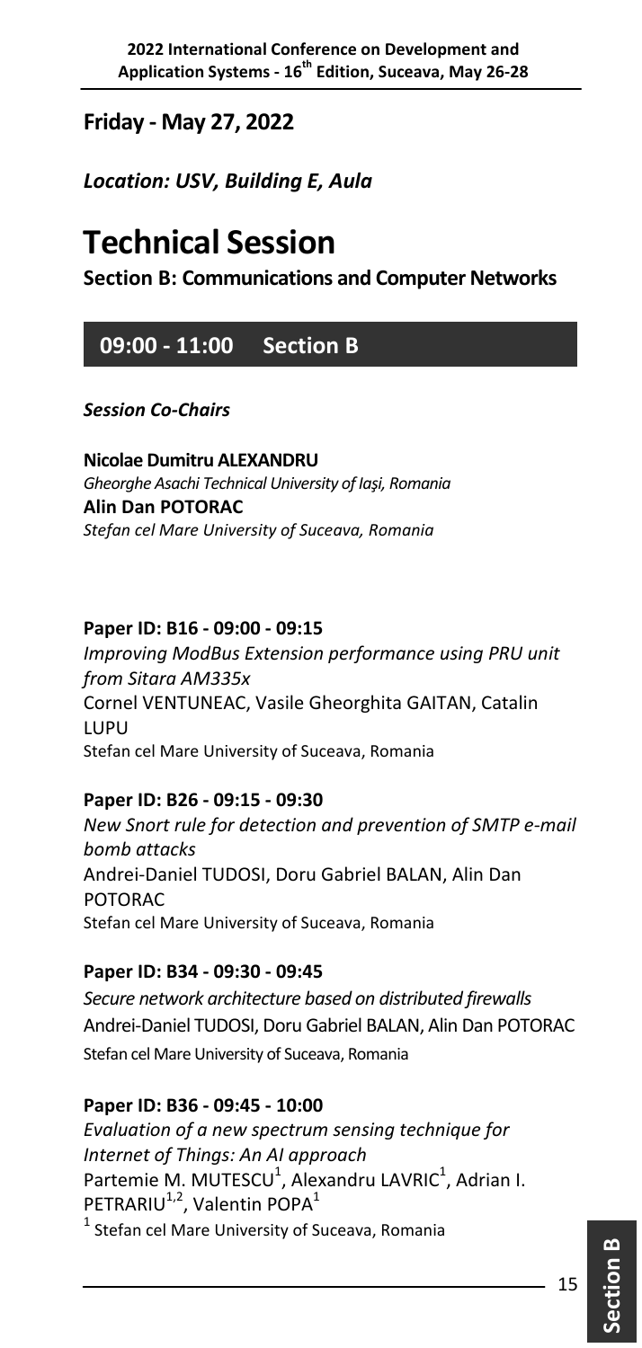## Friday - May 27, 2022

***Location: USV, Building E, Aula***

# Technical Session

**Section B: Communications and Computer Networks**

### 09:00 - 11:00 Section B

***Session Co-Chairs***

**Nicolae Dumitru ALEXANDRU**
*Gheorghe Asachi Technical University of Iaşi, Romania*
**Alin Dan POTORAC**
*Stefan cel Mare University of Suceava, Romania*

**Paper ID: B16 - 09:00 - 09:15**
*Improving ModBus Extension performance using PRU unit from Sitara AM335x*
Cornel VENTUNEAC, Vasile Gheorghita GAITAN, Catalin LUPU
Stefan cel Mare University of Suceava, Romania

**Paper ID: B26 - 09:15 - 09:30**
*New Snort rule for detection and prevention of SMTP e-mail bomb attacks*
Andrei-Daniel TUDOSI, Doru Gabriel BALAN, Alin Dan POTORAC
Stefan cel Mare University of Suceava, Romania

**Paper ID: B34 - 09:30 - 09:45**
*Secure network architecture based on distributed firewalls*
Andrei-Daniel TUDOSI, Doru Gabriel BALAN, Alin Dan POTORAC
Stefan cel Mare University of Suceava, Romania

**Paper ID: B36 - 09:45 - 10:00**
*Evaluation of a new spectrum sensing technique for Internet of Things: An AI approach*
Partemie M. MUTESCU[1], Alexandru LAVRIC[1], Adrian I. PETRARIU[1,2], Valentin POPA[1]
[1] Stefan cel Mare University of Suceava, Romania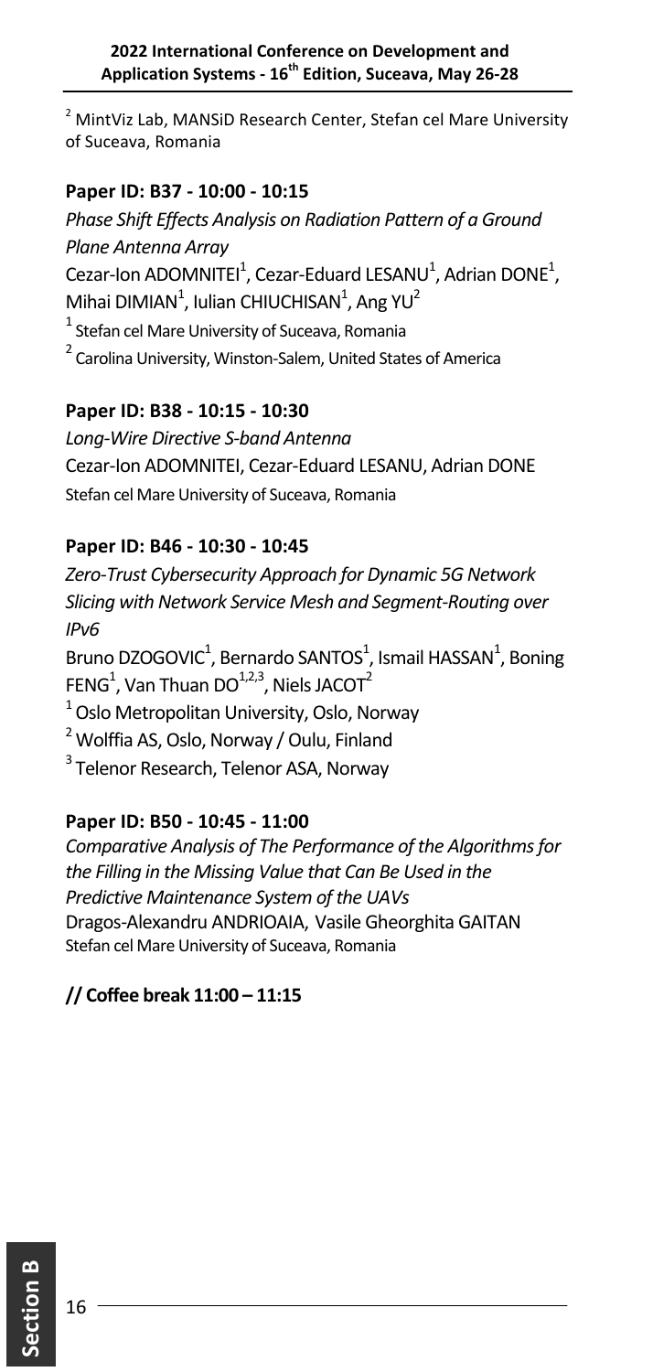[2] MintViz Lab, MANSiD Research Center, Stefan cel Mare University of Suceava, Romania

**Paper ID: B37 - 10:00 - 10:15**

*Phase Shift Effects Analysis on Radiation Pattern of a Ground Plane Antenna Array*
Cezar-Ion ADOMNITEI[1], Cezar-Eduard LESANU[1], Adrian DONE[1], Mihai DIMIAN[1], Iulian CHIUCHISAN[1], Ang YU[2]
[1] Stefan cel Mare University of Suceava, Romania
[2] Carolina University, Winston-Salem, United States of America

**Paper ID: B38 - 10:15 - 10:30**

*Long-Wire Directive S-band Antenna*
Cezar-Ion ADOMNITEI, Cezar-Eduard LESANU, Adrian DONE
Stefan cel Mare University of Suceava, Romania

**Paper ID: B46 - 10:30 - 10:45**

*Zero-Trust Cybersecurity Approach for Dynamic 5G Network Slicing with Network Service Mesh and Segment-Routing over IPv6*
Bruno DZOGOVIC[1], Bernardo SANTOS[1], Ismail HASSAN[1], Boning FENG[1], Van Thuan DO[1,2,3], Niels JACOT[2]
[1] Oslo Metropolitan University, Oslo, Norway
[2] Wolffia AS, Oslo, Norway / Oulu, Finland
[3] Telenor Research, Telenor ASA, Norway

**Paper ID: B50 - 10:45 - 11:00**

*Comparative Analysis of The Performance of the Algorithms for the Filling in the Missing Value that Can Be Used in the Predictive Maintenance System of the UAVs*
Dragos-Alexandru ANDRIOAIA, Vasile Gheorghita GAITAN
Stefan cel Mare University of Suceava, Romania

**// Coffee break 11:00 – 11:15**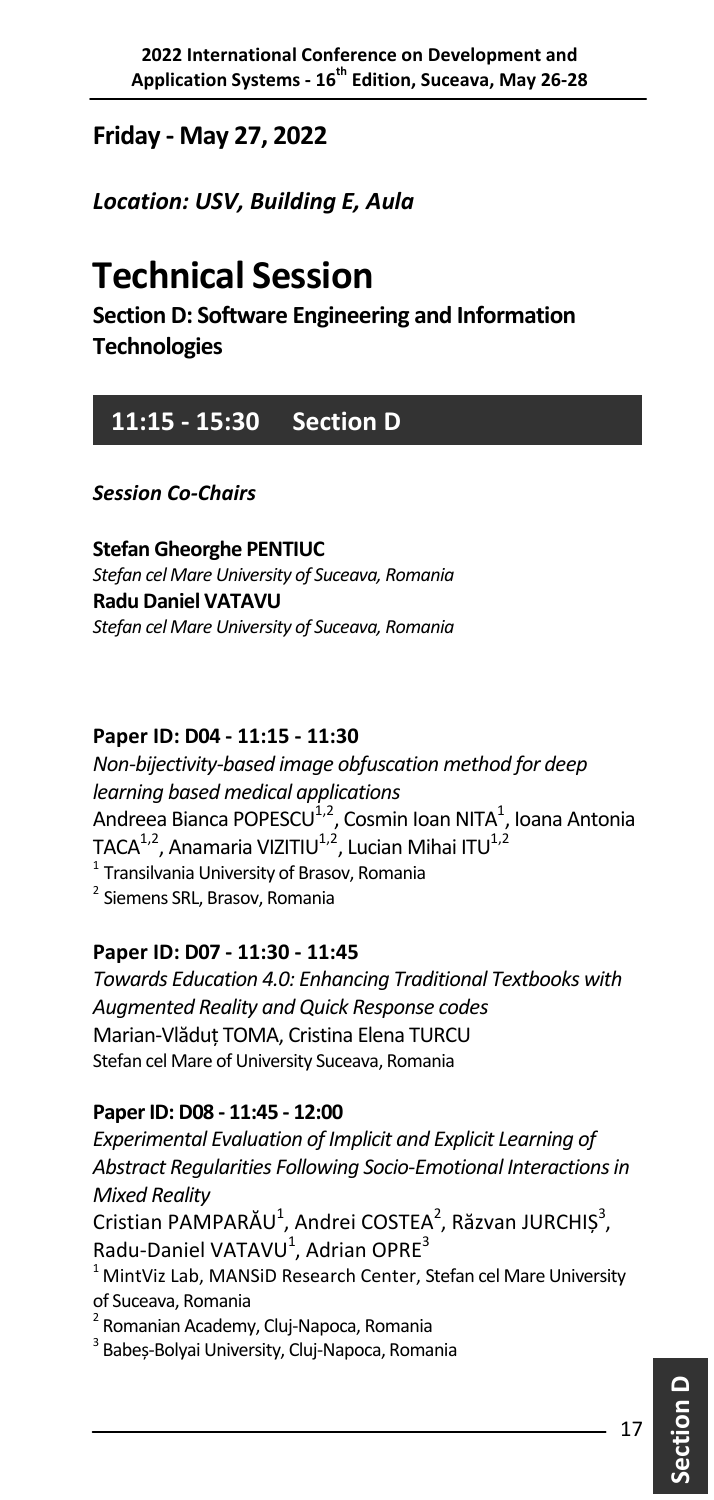## Friday - May 27, 2022

***Location: USV, Building E, Aula***

# Technical Session

**Section D: Software Engineering and Information Technologies**

### 11:15 - 15:30 Section D

***Session Co-Chairs***

**Stefan Gheorghe PENTIUC**
*Stefan cel Mare University of Suceava, Romania*
**Radu Daniel VATAVU**
*Stefan cel Mare University of Suceava, Romania*

**Paper ID: D04 - 11:15 - 11:30**
*Non-bijectivity-based image obfuscation method for deep learning based medical applications*
Andreea Bianca POPESCU[1,2], Cosmin Ioan NITA[1], Ioana Antonia TACA[1,2], Anamaria VIZITIU[1,2], Lucian Mihai ITU[1,2]
[1] Transilvania University of Brasov, Romania
[2] Siemens SRL, Brasov, Romania

**Paper ID: D07 - 11:30 - 11:45**
*Towards Education 4.0: Enhancing Traditional Textbooks with Augmented Reality and Quick Response codes*
Marian-Vlăduț TOMA, Cristina Elena TURCU
Stefan cel Mare of University Suceava, Romania

**Paper ID: D08 - 11:45 - 12:00**
*Experimental Evaluation of Implicit and Explicit Learning of Abstract Regularities Following Socio-Emotional Interactions in Mixed Reality*
Cristian PAMPARĂU[1], Andrei COSTEA[2], Răzvan JURCHIȘ[3], Radu-Daniel VATAVU[1], Adrian OPRE[3]
[1] MintViz Lab, MANSiD Research Center, Stefan cel Mare University of Suceava, Romania
[2] Romanian Academy, Cluj-Napoca, Romania
[3] Babeș-Bolyai University, Cluj-Napoca, Romania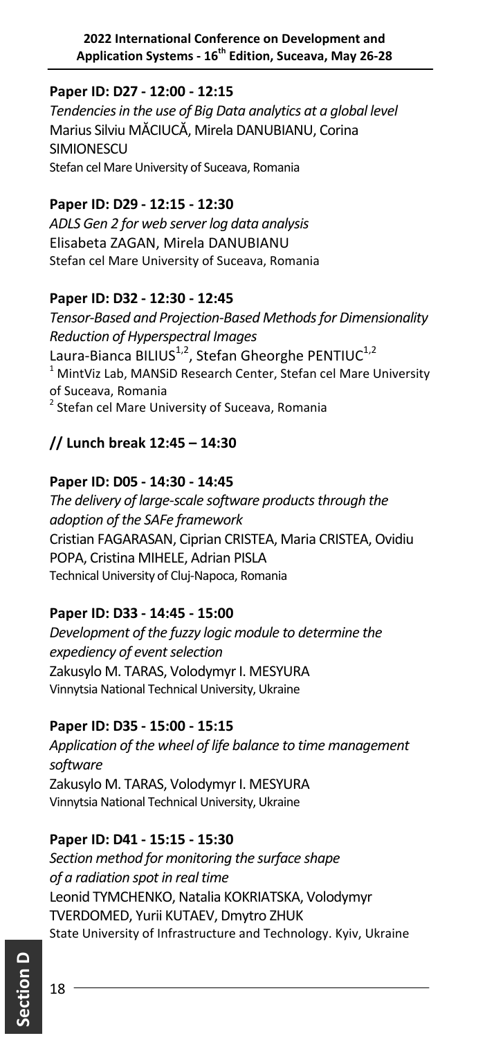**Paper ID: D27 - 12:00 - 12:15**

*Tendencies in the use of Big Data analytics at a global level*
Marius Silviu MĂCIUCĂ, Mirela DANUBIANU, Corina SIMIONESCU
Stefan cel Mare University of Suceava, Romania

**Paper ID: D29 - 12:15 - 12:30**

*ADLS Gen 2 for web server log data analysis*
Elisabeta ZAGAN, Mirela DANUBIANU
Stefan cel Mare University of Suceava, Romania

**Paper ID: D32 - 12:30 - 12:45**

*Tensor-Based and Projection-Based Methods for Dimensionality Reduction of Hyperspectral Images*
Laura-Bianca BILIUS[1,2], Stefan Gheorghe PENTIUC[1,2]
[1] MintViz Lab, MANSiD Research Center, Stefan cel Mare University of Suceava, Romania
[2] Stefan cel Mare University of Suceava, Romania

**// Lunch break 12:45 – 14:30**

**Paper ID: D05 - 14:30 - 14:45**

*The delivery of large-scale software products through the adoption of the SAFe framework*
Cristian FAGARASAN, Ciprian CRISTEA, Maria CRISTEA, Ovidiu POPA, Cristina MIHELE, Adrian PISLA
Technical University of Cluj-Napoca, Romania

**Paper ID: D33 - 14:45 - 15:00**

*Development of the fuzzy logic module to determine the expediency of event selection*
Zakusylo M. TARAS, Volodymyr I. MESYURA
Vinnytsia National Technical University, Ukraine

**Paper ID: D35 - 15:00 - 15:15**

*Application of the wheel of life balance to time management software*
Zakusylo M. TARAS, Volodymyr I. MESYURA
Vinnytsia National Technical University, Ukraine

**Paper ID: D41 - 15:15 - 15:30**

*Section method for monitoring the surface shape of a radiation spot in real time*
Leonid TYMCHENKO, Natalia KOKRIATSKA, Volodymyr TVERDOMED, Yurii KUTAEV, Dmytro ZHUK
State University of Infrastructure and Technology. Kyiv, Ukraine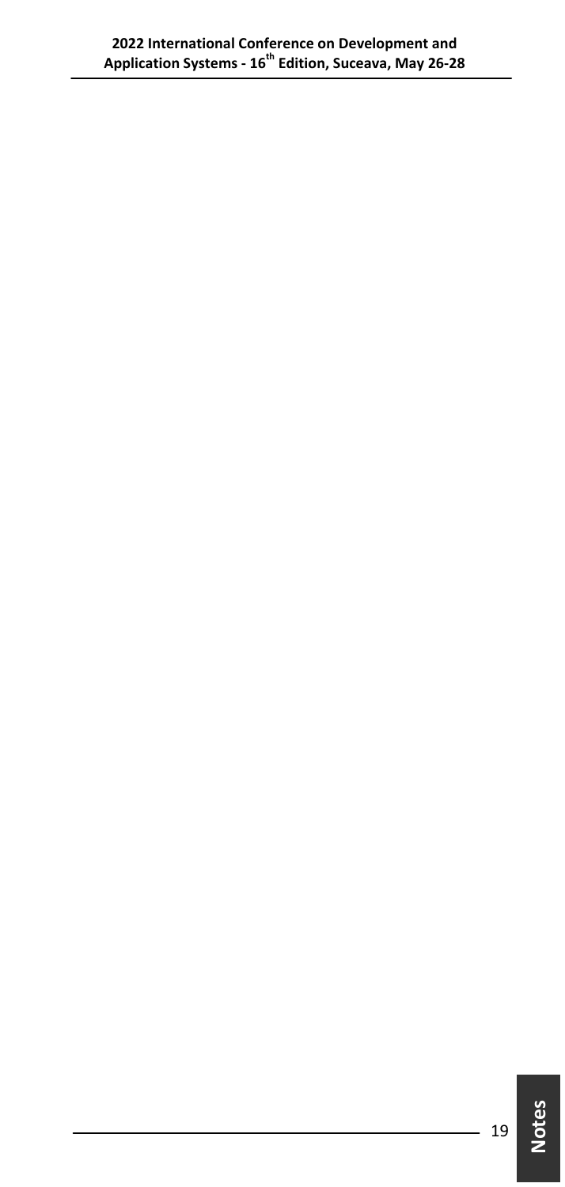Notes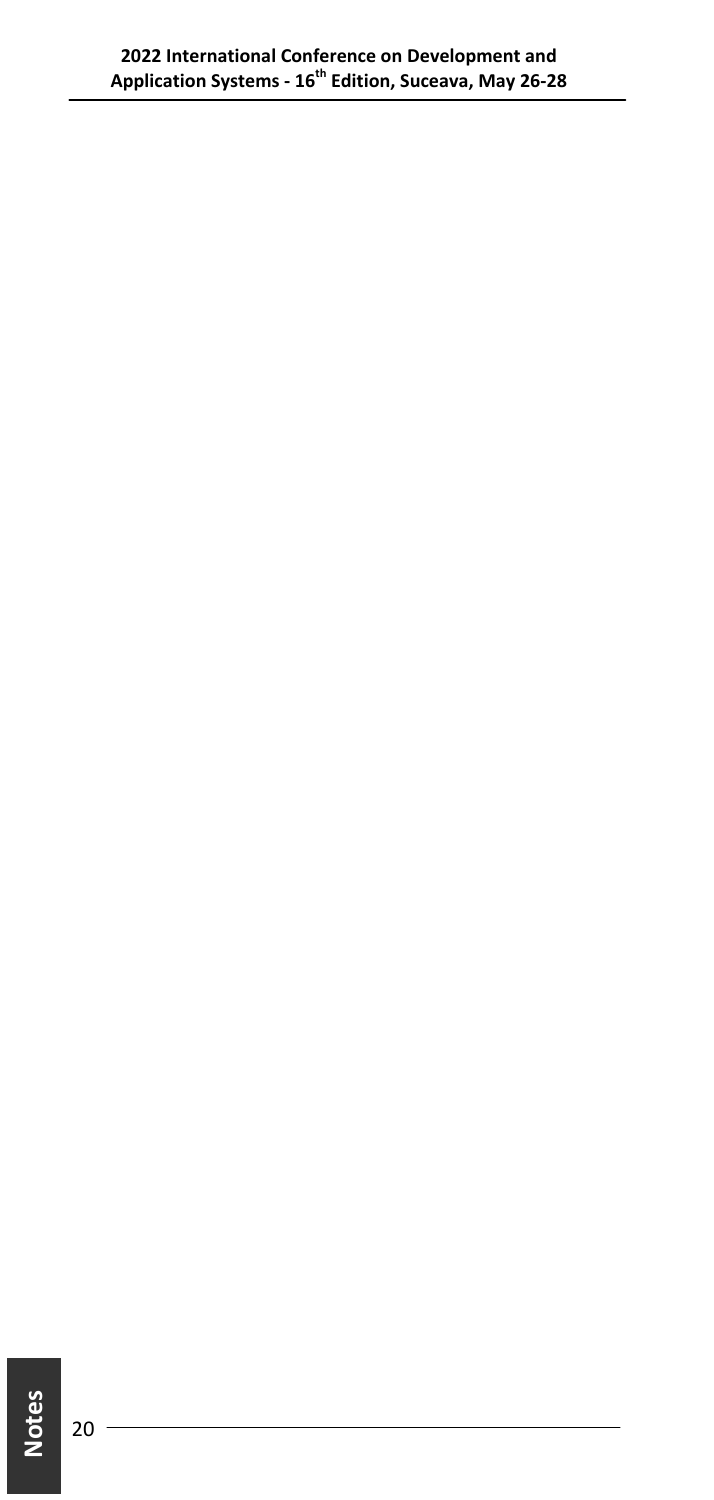Notes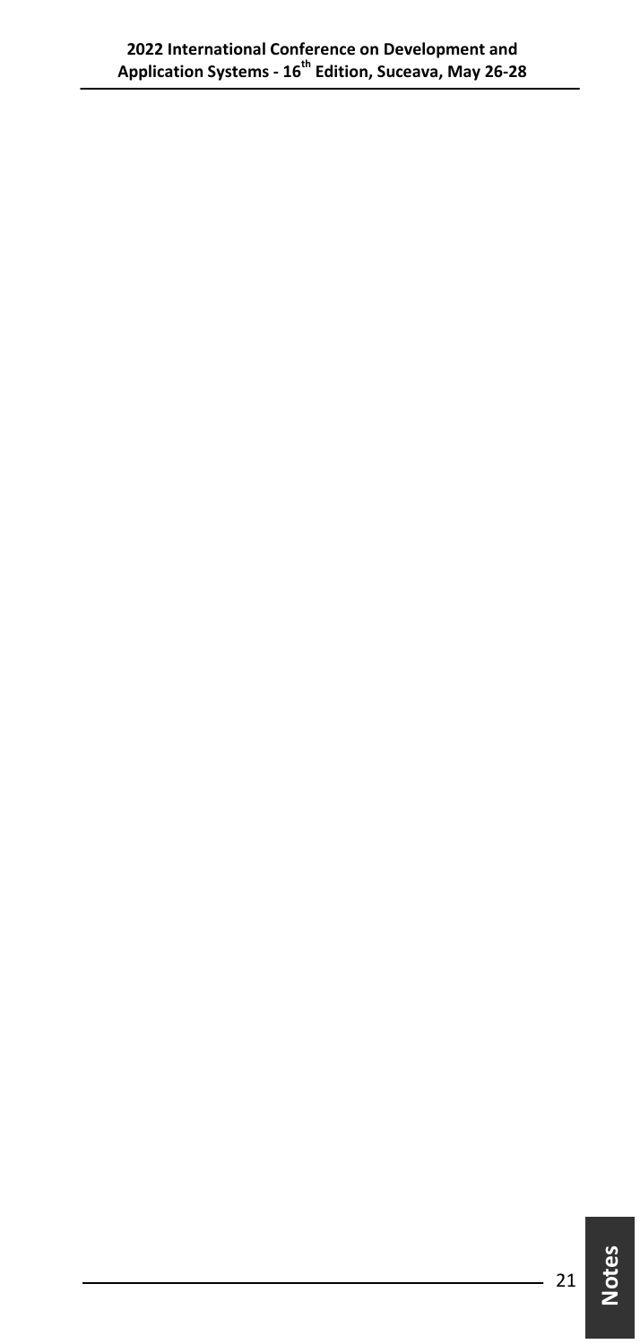Notes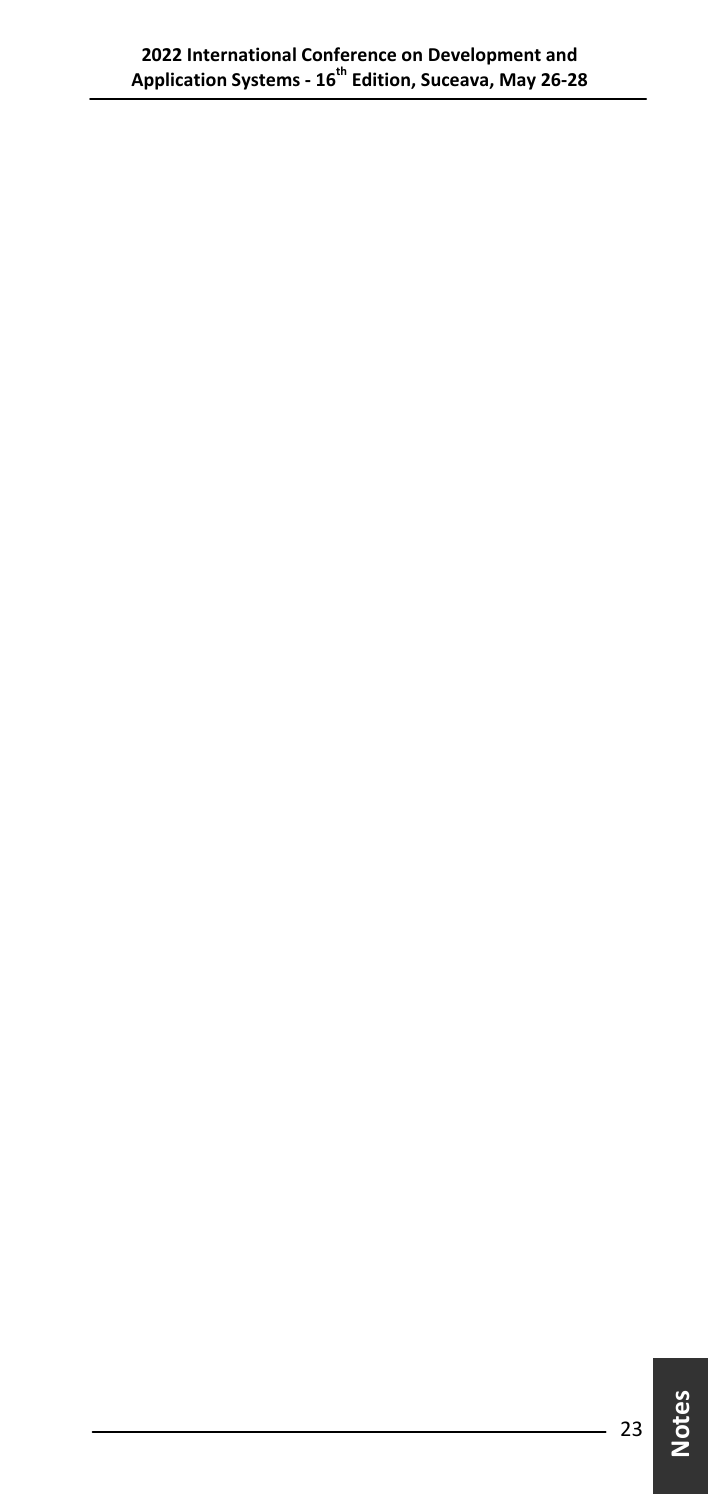# Notes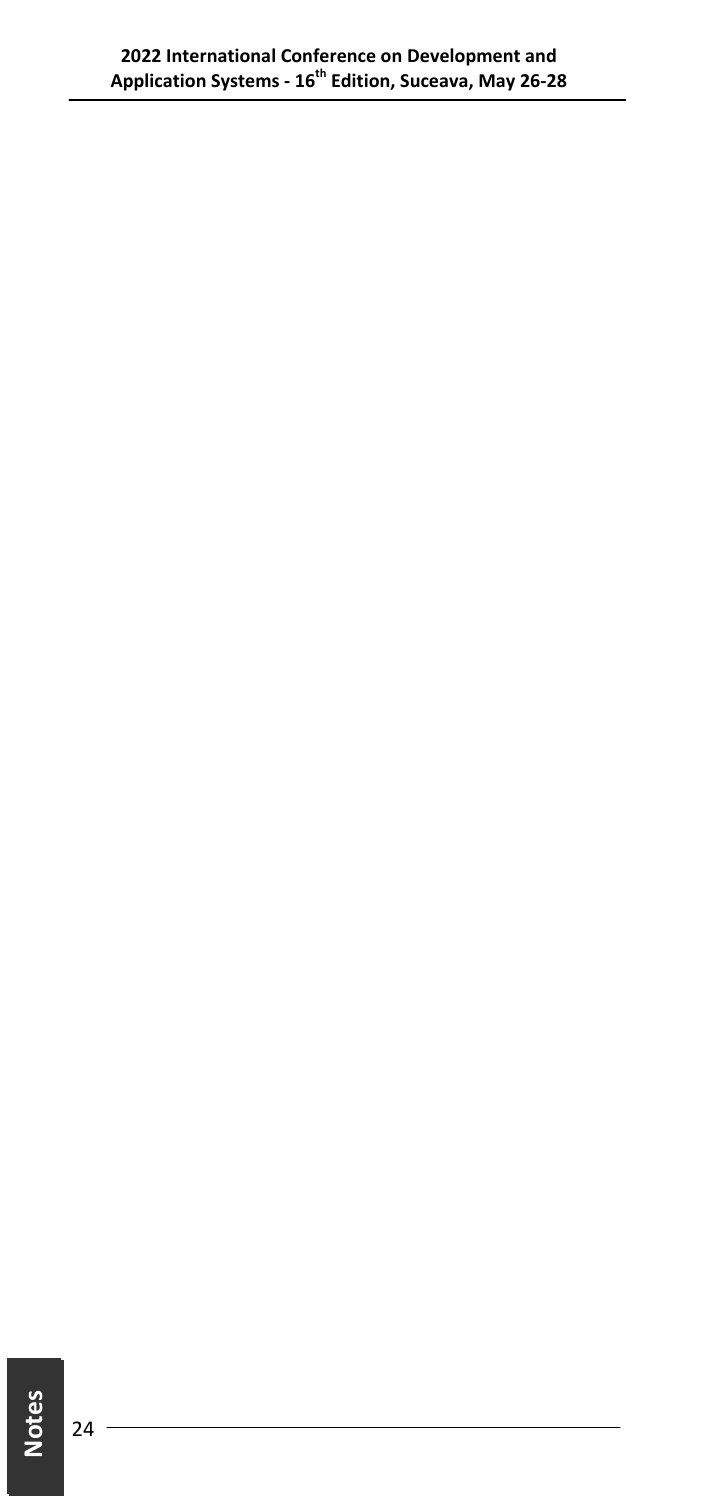# Notes